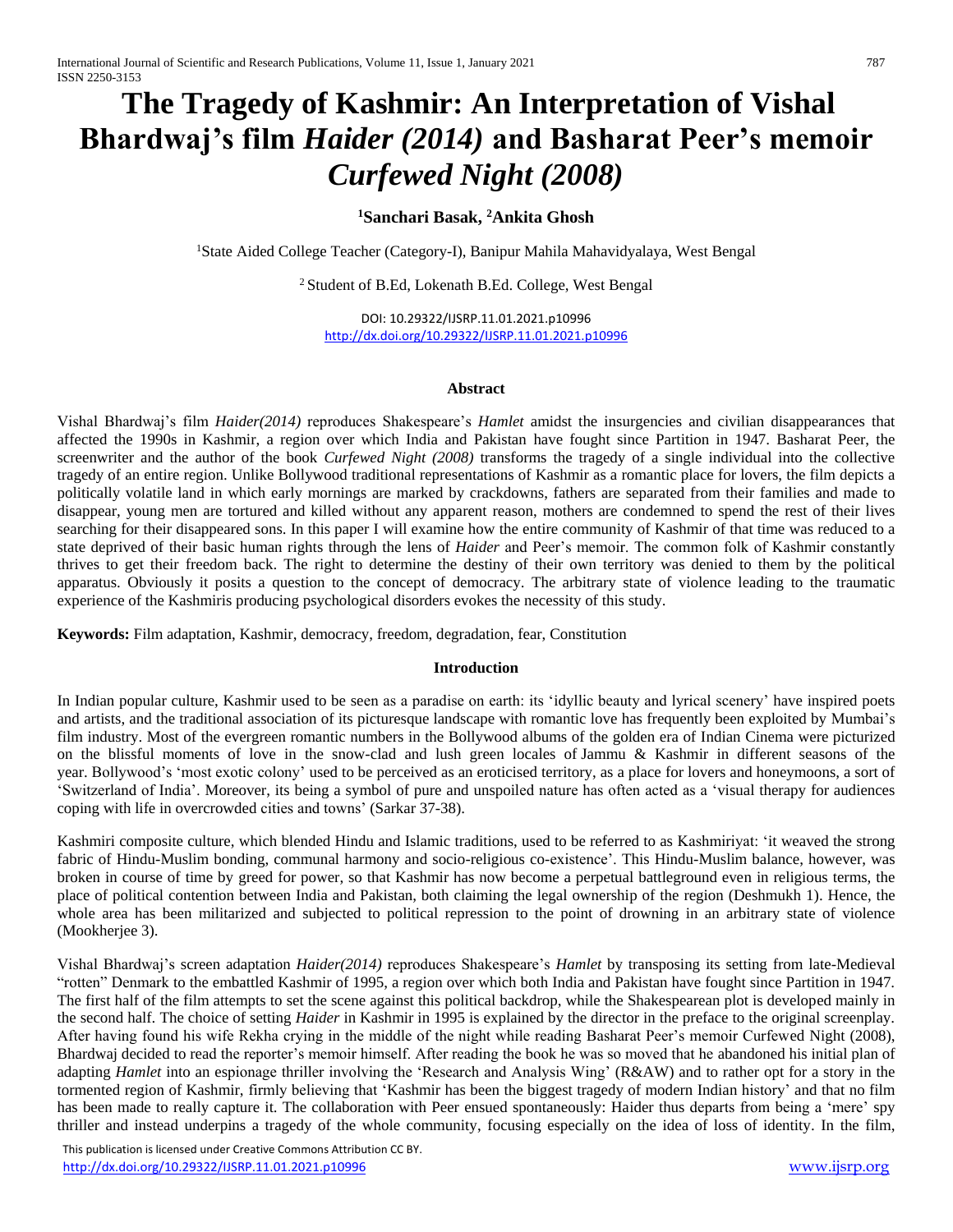# The Tragedy of Kashmir: An Interpretation of Vishal Bhardwaj's film *Haider (2014)* and Basharat Peer's memoir *Curfewed Night (2008)*

**[1]Sanchari Basak, [2]Ankita Ghosh**

[1]State Aided College Teacher (Category-I), Banipur Mahila Mahavidyalaya, West Bengal

[2] Student of B.Ed, Lokenath B.Ed. College, West Bengal

DOI: 10.29322/IJSRP.11.01.2021.p10996
http://dx.doi.org/10.29322/IJSRP.11.01.2021.p10996

## Abstract

Vishal Bhardwaj's film *Haider(2014)* reproduces Shakespeare's *Hamlet* amidst the insurgencies and civilian disappearances that affected the 1990s in Kashmir, a region over which India and Pakistan have fought since Partition in 1947. Basharat Peer, the screenwriter and the author of the book *Curfewed Night (2008)* transforms the tragedy of a single individual into the collective tragedy of an entire region. Unlike Bollywood traditional representations of Kashmir as a romantic place for lovers, the film depicts a politically volatile land in which early mornings are marked by crackdowns, fathers are separated from their families and made to disappear, young men are tortured and killed without any apparent reason, mothers are condemned to spend the rest of their lives searching for their disappeared sons. In this paper I will examine how the entire community of Kashmir of that time was reduced to a state deprived of their basic human rights through the lens of *Haider* and Peer's memoir. The common folk of Kashmir constantly thrives to get their freedom back. The right to determine the destiny of their own territory was denied to them by the political apparatus. Obviously it posits a question to the concept of democracy. The arbitrary state of violence leading to the traumatic experience of the Kashmiris producing psychological disorders evokes the necessity of this study.

**Keywords:** Film adaptation, Kashmir, democracy, freedom, degradation, fear, Constitution

## Introduction

In Indian popular culture, Kashmir used to be seen as a paradise on earth: its 'idyllic beauty and lyrical scenery' have inspired poets and artists, and the traditional association of its picturesque landscape with romantic love has frequently been exploited by Mumbai's film industry. Most of the evergreen romantic numbers in the Bollywood albums of the golden era of Indian Cinema were picturized on the blissful moments of love in the snow-clad and lush green locales of Jammu & Kashmir in different seasons of the year. Bollywood's 'most exotic colony' used to be perceived as an eroticised territory, as a place for lovers and honeymoons, a sort of 'Switzerland of India'. Moreover, its being a symbol of pure and unspoiled nature has often acted as a 'visual therapy for audiences coping with life in overcrowded cities and towns' (Sarkar 37-38).

Kashmiri composite culture, which blended Hindu and Islamic traditions, used to be referred to as Kashmiriyat: 'it weaved the strong fabric of Hindu-Muslim bonding, communal harmony and socio-religious co-existence'. This Hindu-Muslim balance, however, was broken in course of time by greed for power, so that Kashmir has now become a perpetual battleground even in religious terms, the place of political contention between India and Pakistan, both claiming the legal ownership of the region (Deshmukh 1). Hence, the whole area has been militarized and subjected to political repression to the point of drowning in an arbitrary state of violence (Mookherjee 3).

Vishal Bhardwaj's screen adaptation *Haider(2014)* reproduces Shakespeare's *Hamlet* by transposing its setting from late-Medieval "rotten" Denmark to the embattled Kashmir of 1995, a region over which both India and Pakistan have fought since Partition in 1947. The first half of the film attempts to set the scene against this political backdrop, while the Shakespearean plot is developed mainly in the second half. The choice of setting *Haider* in Kashmir in 1995 is explained by the director in the preface to the original screenplay. After having found his wife Rekha crying in the middle of the night while reading Basharat Peer's memoir Curfewed Night (2008), Bhardwaj decided to read the reporter's memoir himself. After reading the book he was so moved that he abandoned his initial plan of adapting *Hamlet* into an espionage thriller involving the 'Research and Analysis Wing' (R&AW) and to rather opt for a story in the tormented region of Kashmir, firmly believing that 'Kashmir has been the biggest tragedy of modern Indian history' and that no film has been made to really capture it. The collaboration with Peer ensued spontaneously: Haider thus departs from being a 'mere' spy thriller and instead underpins a tragedy of the whole community, focusing especially on the idea of loss of identity. In the film,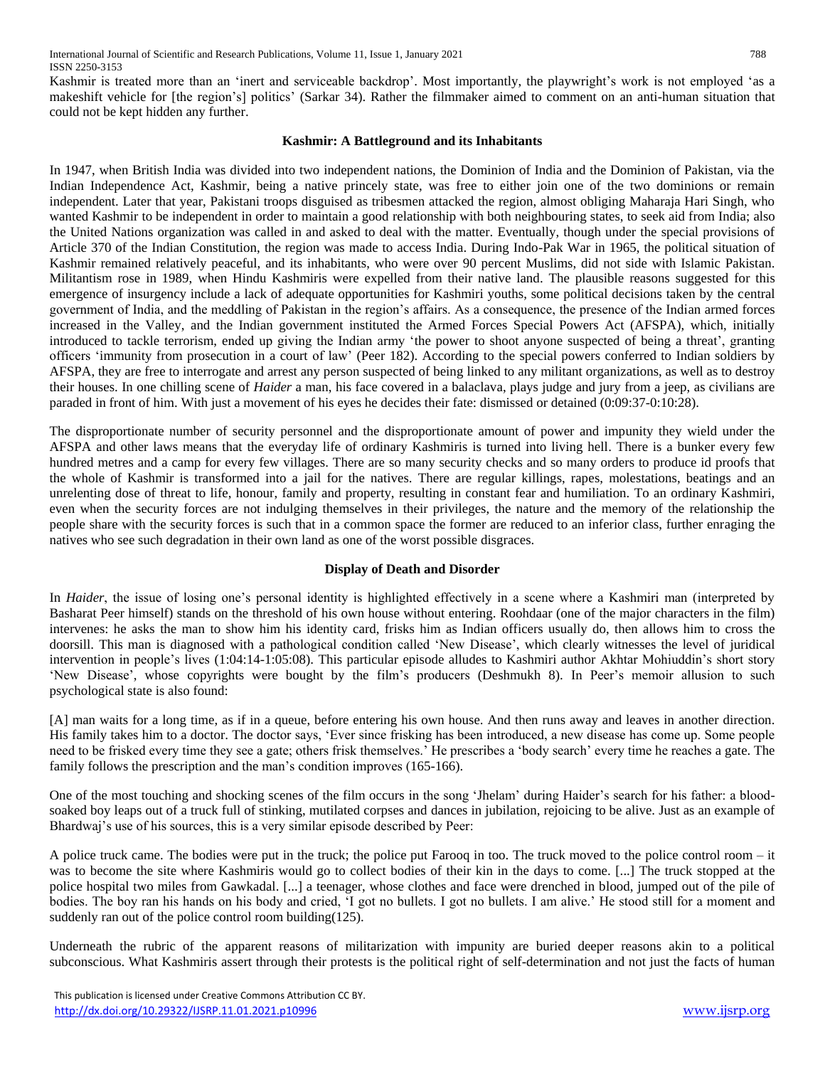Kashmir is treated more than an 'inert and serviceable backdrop'. Most importantly, the playwright's work is not employed 'as a makeshift vehicle for [the region's] politics' (Sarkar 34). Rather the filmmaker aimed to comment on an anti-human situation that could not be kept hidden any further.

## Kashmir: A Battleground and its Inhabitants

In 1947, when British India was divided into two independent nations, the Dominion of India and the Dominion of Pakistan, via the Indian Independence Act, Kashmir, being a native princely state, was free to either join one of the two dominions or remain independent. Later that year, Pakistani troops disguised as tribesmen attacked the region, almost obliging Maharaja Hari Singh, who wanted Kashmir to be independent in order to maintain a good relationship with both neighbouring states, to seek aid from India; also the United Nations organization was called in and asked to deal with the matter. Eventually, though under the special provisions of Article 370 of the Indian Constitution, the region was made to access India. During Indo-Pak War in 1965, the political situation of Kashmir remained relatively peaceful, and its inhabitants, who were over 90 percent Muslims, did not side with Islamic Pakistan. Militantism rose in 1989, when Hindu Kashmiris were expelled from their native land. The plausible reasons suggested for this emergence of insurgency include a lack of adequate opportunities for Kashmiri youths, some political decisions taken by the central government of India, and the meddling of Pakistan in the region's affairs. As a consequence, the presence of the Indian armed forces increased in the Valley, and the Indian government instituted the Armed Forces Special Powers Act (AFSPA), which, initially introduced to tackle terrorism, ended up giving the Indian army 'the power to shoot anyone suspected of being a threat', granting officers 'immunity from prosecution in a court of law' (Peer 182). According to the special powers conferred to Indian soldiers by AFSPA, they are free to interrogate and arrest any person suspected of being linked to any militant organizations, as well as to destroy their houses. In one chilling scene of *Haider* a man, his face covered in a balaclava, plays judge and jury from a jeep, as civilians are paraded in front of him. With just a movement of his eyes he decides their fate: dismissed or detained (0:09:37-0:10:28).

The disproportionate number of security personnel and the disproportionate amount of power and impunity they wield under the AFSPA and other laws means that the everyday life of ordinary Kashmiris is turned into living hell. There is a bunker every few hundred metres and a camp for every few villages. There are so many security checks and so many orders to produce id proofs that the whole of Kashmir is transformed into a jail for the natives. There are regular killings, rapes, molestations, beatings and an unrelenting dose of threat to life, honour, family and property, resulting in constant fear and humiliation. To an ordinary Kashmiri, even when the security forces are not indulging themselves in their privileges, the nature and the memory of the relationship the people share with the security forces is such that in a common space the former are reduced to an inferior class, further enraging the natives who see such degradation in their own land as one of the worst possible disgraces.

## Display of Death and Disorder

In *Haider*, the issue of losing one's personal identity is highlighted effectively in a scene where a Kashmiri man (interpreted by Basharat Peer himself) stands on the threshold of his own house without entering. Roohdaar (one of the major characters in the film) intervenes: he asks the man to show him his identity card, frisks him as Indian officers usually do, then allows him to cross the doorsill. This man is diagnosed with a pathological condition called 'New Disease', which clearly witnesses the level of juridical intervention in people's lives (1:04:14-1:05:08). This particular episode alludes to Kashmiri author Akhtar Mohiuddin's short story 'New Disease', whose copyrights were bought by the film's producers (Deshmukh 8). In Peer's memoir allusion to such psychological state is also found:

[A] man waits for a long time, as if in a queue, before entering his own house. And then runs away and leaves in another direction. His family takes him to a doctor. The doctor says, 'Ever since frisking has been introduced, a new disease has come up. Some people need to be frisked every time they see a gate; others frisk themselves.' He prescribes a 'body search' every time he reaches a gate. The family follows the prescription and the man's condition improves (165-166).

One of the most touching and shocking scenes of the film occurs in the song 'Jhelam' during Haider's search for his father: a blood-soaked boy leaps out of a truck full of stinking, mutilated corpses and dances in jubilation, rejoicing to be alive. Just as an example of Bhardwaj's use of his sources, this is a very similar episode described by Peer:

A police truck came. The bodies were put in the truck; the police put Farooq in too. The truck moved to the police control room – it was to become the site where Kashmiris would go to collect bodies of their kin in the days to come. [...] The truck stopped at the police hospital two miles from Gawkadal. [...] a teenager, whose clothes and face were drenched in blood, jumped out of the pile of bodies. The boy ran his hands on his body and cried, 'I got no bullets. I got no bullets. I am alive.' He stood still for a moment and suddenly ran out of the police control room building(125).

Underneath the rubric of the apparent reasons of militarization with impunity are buried deeper reasons akin to a political subconscious. What Kashmiris assert through their protests is the political right of self-determination and not just the facts of human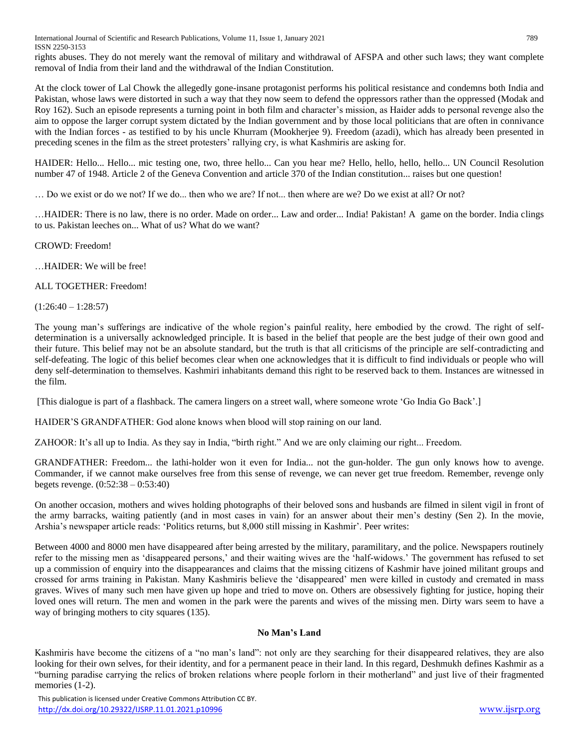rights abuses. They do not merely want the removal of military and withdrawal of AFSPA and other such laws; they want complete removal of India from their land and the withdrawal of the Indian Constitution.

At the clock tower of Lal Chowk the allegedly gone-insane protagonist performs his political resistance and condemns both India and Pakistan, whose laws were distorted in such a way that they now seem to defend the oppressors rather than the oppressed (Modak and Roy 162). Such an episode represents a turning point in both film and character's mission, as Haider adds to personal revenge also the aim to oppose the larger corrupt system dictated by the Indian government and by those local politicians that are often in connivance with the Indian forces - as testified to by his uncle Khurram (Mookherjee 9). Freedom (azadi), which has already been presented in preceding scenes in the film as the street protesters' rallying cry, is what Kashmiris are asking for.

HAIDER: Hello... Hello... mic testing one, two, three hello... Can you hear me? Hello, hello, hello, hello... UN Council Resolution number 47 of 1948. Article 2 of the Geneva Convention and article 370 of the Indian constitution... raises but one question!

… Do we exist or do we not? If we do... then who we are? If not... then where are we? Do we exist at all? Or not?

…HAIDER: There is no law, there is no order. Made on order... Law and order... India! Pakistan! A game on the border. India clings to us. Pakistan leeches on... What of us? What do we want?

CROWD: Freedom!

…HAIDER: We will be free!

ALL TOGETHER: Freedom!

(1:26:40 – 1:28:57)

The young man's sufferings are indicative of the whole region's painful reality, here embodied by the crowd. The right of self-determination is a universally acknowledged principle. It is based in the belief that people are the best judge of their own good and their future. This belief may not be an absolute standard, but the truth is that all criticisms of the principle are self-contradicting and self-defeating. The logic of this belief becomes clear when one acknowledges that it is difficult to find individuals or people who will deny self-determination to themselves. Kashmiri inhabitants demand this right to be reserved back to them. Instances are witnessed in the film.

[This dialogue is part of a flashback. The camera lingers on a street wall, where someone wrote 'Go India Go Back'.]

HAIDER'S GRANDFATHER: God alone knows when blood will stop raining on our land.

ZAHOOR: It's all up to India. As they say in India, "birth right." And we are only claiming our right... Freedom.

GRANDFATHER: Freedom... the lathi-holder won it even for India... not the gun-holder. The gun only knows how to avenge. Commander, if we cannot make ourselves free from this sense of revenge, we can never get true freedom. Remember, revenge only begets revenge. (0:52:38 – 0:53:40)

On another occasion, mothers and wives holding photographs of their beloved sons and husbands are filmed in silent vigil in front of the army barracks, waiting patiently (and in most cases in vain) for an answer about their men's destiny (Sen 2). In the movie, Arshia's newspaper article reads: 'Politics returns, but 8,000 still missing in Kashmir'. Peer writes:

Between 4000 and 8000 men have disappeared after being arrested by the military, paramilitary, and the police. Newspapers routinely refer to the missing men as 'disappeared persons,' and their waiting wives are the 'half-widows.' The government has refused to set up a commission of enquiry into the disappearances and claims that the missing citizens of Kashmir have joined militant groups and crossed for arms training in Pakistan. Many Kashmiris believe the 'disappeared' men were killed in custody and cremated in mass graves. Wives of many such men have given up hope and tried to move on. Others are obsessively fighting for justice, hoping their loved ones will return. The men and women in the park were the parents and wives of the missing men. Dirty wars seem to have a way of bringing mothers to city squares (135).

## No Man's Land

Kashmiris have become the citizens of a "no man's land": not only are they searching for their disappeared relatives, they are also looking for their own selves, for their identity, and for a permanent peace in their land. In this regard, Deshmukh defines Kashmir as a "burning paradise carrying the relics of broken relations where people forlorn in their motherland" and just live of their fragmented memories (1-2).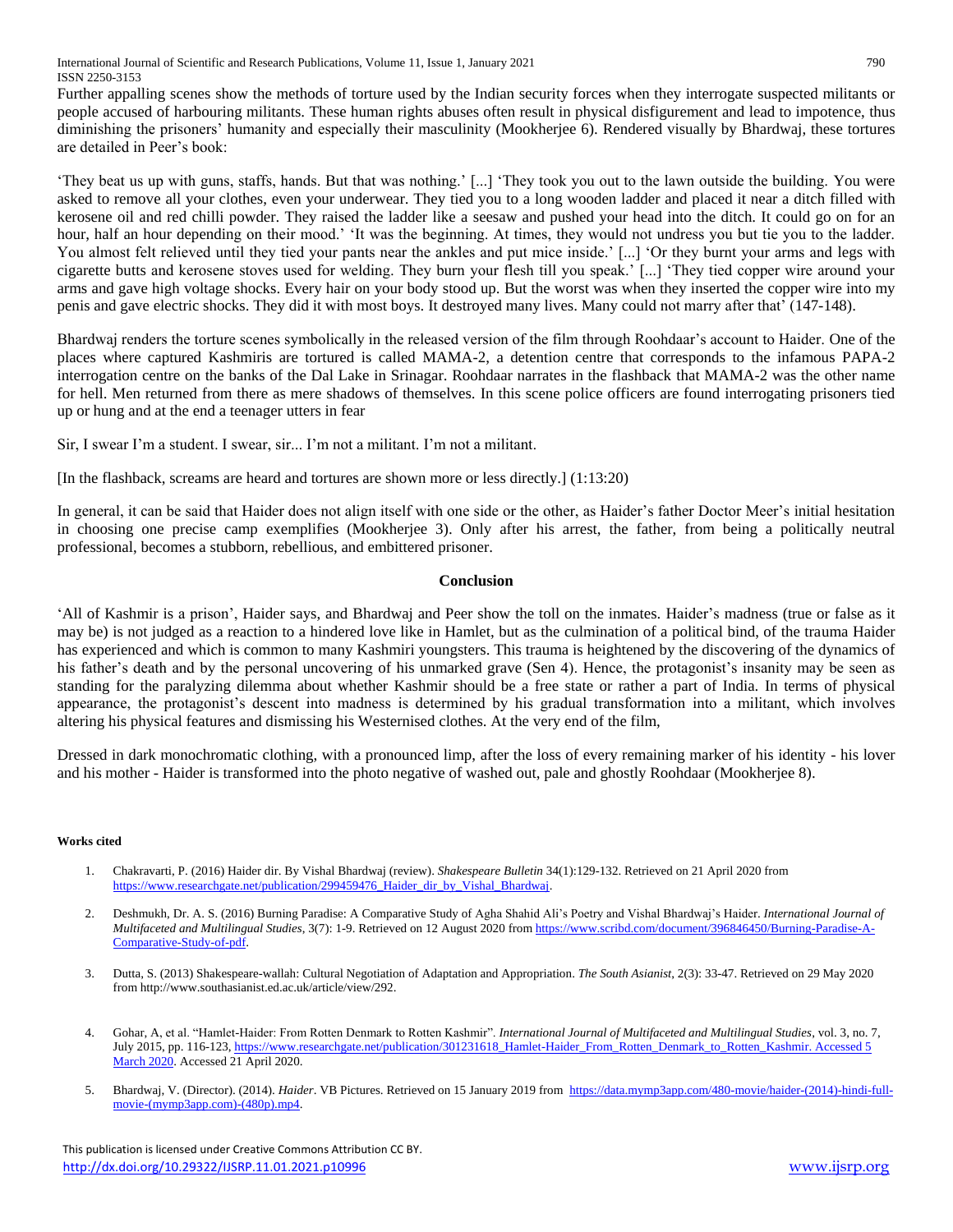Further appalling scenes show the methods of torture used by the Indian security forces when they interrogate suspected militants or people accused of harbouring militants. These human rights abuses often result in physical disfigurement and lead to impotence, thus diminishing the prisoners' humanity and especially their masculinity (Mookherjee 6). Rendered visually by Bhardwaj, these tortures are detailed in Peer's book:

'They beat us up with guns, staffs, hands. But that was nothing.' [...] 'They took you out to the lawn outside the building. You were asked to remove all your clothes, even your underwear. They tied you to a long wooden ladder and placed it near a ditch filled with kerosene oil and red chilli powder. They raised the ladder like a seesaw and pushed your head into the ditch. It could go on for an hour, half an hour depending on their mood.' 'It was the beginning. At times, they would not undress you but tie you to the ladder. You almost felt relieved until they tied your pants near the ankles and put mice inside.' [...] 'Or they burnt your arms and legs with cigarette butts and kerosene stoves used for welding. They burn your flesh till you speak.' [...] 'They tied copper wire around your arms and gave high voltage shocks. Every hair on your body stood up. But the worst was when they inserted the copper wire into my penis and gave electric shocks. They did it with most boys. It destroyed many lives. Many could not marry after that' (147-148).

Bhardwaj renders the torture scenes symbolically in the released version of the film through Roohdaar's account to Haider. One of the places where captured Kashmiris are tortured is called MAMA-2, a detention centre that corresponds to the infamous PAPA-2 interrogation centre on the banks of the Dal Lake in Srinagar. Roohdaar narrates in the flashback that MAMA-2 was the other name for hell. Men returned from there as mere shadows of themselves. In this scene police officers are found interrogating prisoners tied up or hung and at the end a teenager utters in fear

Sir, I swear I'm a student. I swear, sir... I'm not a militant. I'm not a militant.

[In the flashback, screams are heard and tortures are shown more or less directly.] (1:13:20)

In general, it can be said that Haider does not align itself with one side or the other, as Haider's father Doctor Meer's initial hesitation in choosing one precise camp exemplifies (Mookherjee 3). Only after his arrest, the father, from being a politically neutral professional, becomes a stubborn, rebellious, and embittered prisoner.

## Conclusion

'All of Kashmir is a prison', Haider says, and Bhardwaj and Peer show the toll on the inmates. Haider's madness (true or false as it may be) is not judged as a reaction to a hindered love like in Hamlet, but as the culmination of a political bind, of the trauma Haider has experienced and which is common to many Kashmiri youngsters. This trauma is heightened by the discovering of the dynamics of his father's death and by the personal uncovering of his unmarked grave (Sen 4). Hence, the protagonist's insanity may be seen as standing for the paralyzing dilemma about whether Kashmir should be a free state or rather a part of India. In terms of physical appearance, the protagonist's descent into madness is determined by his gradual transformation into a militant, which involves altering his physical features and dismissing his Westernised clothes. At the very end of the film,

Dressed in dark monochromatic clothing, with a pronounced limp, after the loss of every remaining marker of his identity - his lover and his mother - Haider is transformed into the photo negative of washed out, pale and ghostly Roohdaar (Mookherjee 8).

#### Works cited

1. Chakravarti, P. (2016) Haider dir. By Vishal Bhardwaj (review). *Shakespeare Bulletin* 34(1):129-132. Retrieved on 21 April 2020 from https://www.researchgate.net/publication/299459476_Haider_dir_by_Vishal_Bhardwaj.

2. Deshmukh, Dr. A. S. (2016) Burning Paradise: A Comparative Study of Agha Shahid Ali's Poetry and Vishal Bhardwaj's Haider. *International Journal of Multifaceted and Multilingual Studies*, 3(7): 1-9. Retrieved on 12 August 2020 from https://www.scribd.com/document/396846450/Burning-Paradise-A-Comparative-Study-of-pdf.

3. Dutta, S. (2013) Shakespeare-wallah: Cultural Negotiation of Adaptation and Appropriation. *The South Asianist*, 2(3): 33-47. Retrieved on 29 May 2020 from http://www.southasianist.ed.ac.uk/article/view/292.

4. Gohar, A, et al. "Hamlet-Haider: From Rotten Denmark to Rotten Kashmir". *International Journal of Multifaceted and Multilingual Studies*, vol. 3, no. 7, July 2015, pp. 116-123, https://www.researchgate.net/publication/301231618_Hamlet-Haider_From_Rotten_Denmark_to_Rotten_Kashmir. Accessed 5 March 2020. Accessed 21 April 2020.

5. Bhardwaj, V. (Director). (2014). *Haider*. VB Pictures. Retrieved on 15 January 2019 from https://data.mymp3app.com/480-movie/haider-(2014)-hindi-full-movie-(mymp3app.com)-(480p).mp4.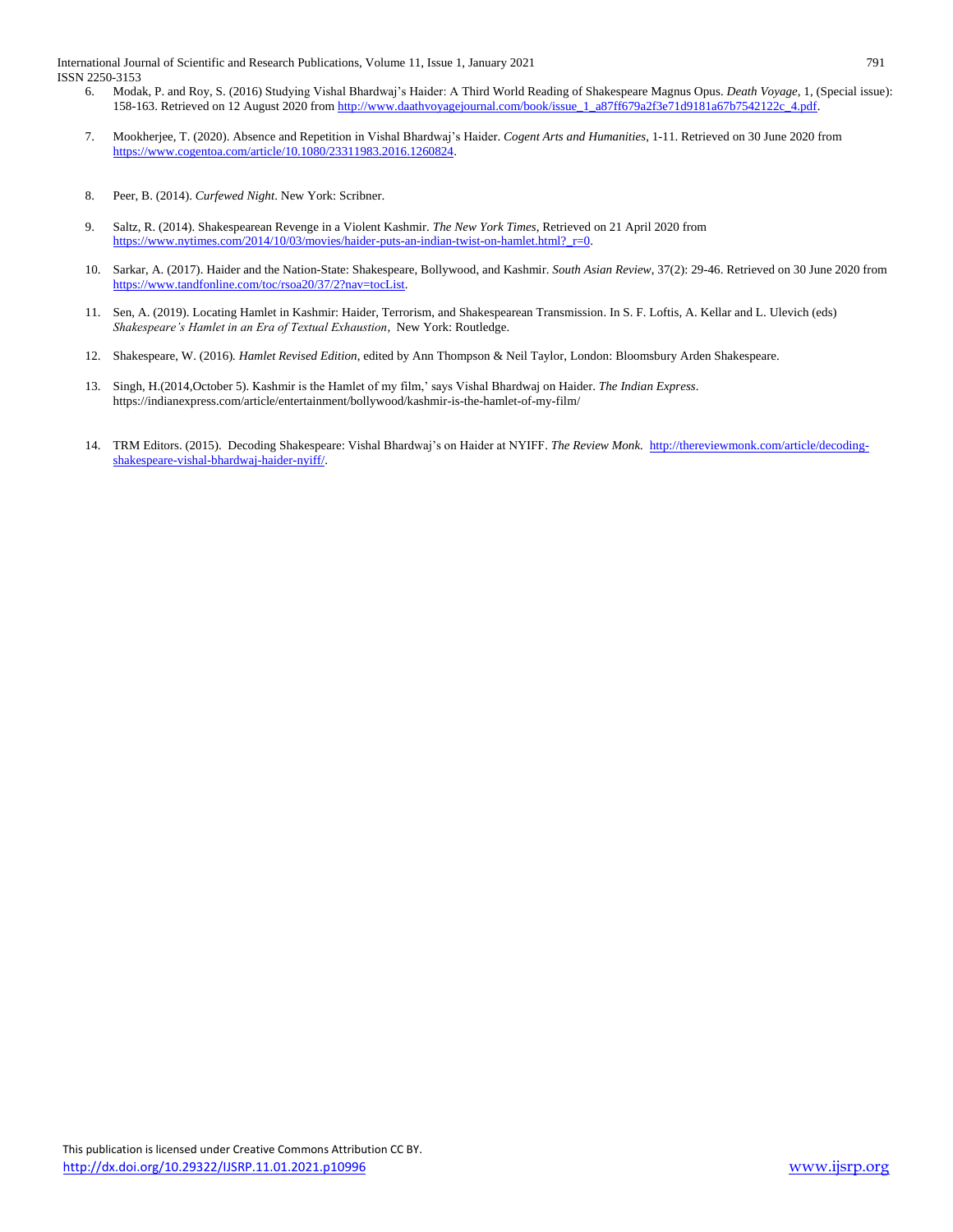6. Modak, P. and Roy, S. (2016) Studying Vishal Bhardwaj's Haider: A Third World Reading of Shakespeare Magnus Opus. *Death Voyage*, 1, (Special issue): 158-163. Retrieved on 12 August 2020 from http://www.daathvoyagejournal.com/book/issue_1_a87ff679a2f3e71d9181a67b7542122c_4.pdf.

7. Mookherjee, T. (2020). Absence and Repetition in Vishal Bhardwaj's Haider. *Cogent Arts and Humanities*, 1-11. Retrieved on 30 June 2020 from https://www.cogentoa.com/article/10.1080/23311983.2016.1260824.

8. Peer, B. (2014). *Curfewed Night*. New York: Scribner.

9. Saltz, R. (2014). Shakespearean Revenge in a Violent Kashmir. *The New York Times*, Retrieved on 21 April 2020 from https://www.nytimes.com/2014/10/03/movies/haider-puts-an-indian-twist-on-hamlet.html?_r=0.

10. Sarkar, A. (2017). Haider and the Nation-State: Shakespeare, Bollywood, and Kashmir. *South Asian Review*, 37(2): 29-46. Retrieved on 30 June 2020 from https://www.tandfonline.com/toc/rsoa20/37/2?nav=tocList.

11. Sen, A. (2019). Locating Hamlet in Kashmir: Haider, Terrorism, and Shakespearean Transmission. In S. F. Loftis, A. Kellar and L. Ulevich (eds) *Shakespeare's Hamlet in an Era of Textual Exhaustion*, New York: Routledge.

12. Shakespeare, W. (2016). *Hamlet Revised Edition*, edited by Ann Thompson & Neil Taylor, London: Bloomsbury Arden Shakespeare.

13. Singh, H.(2014,October 5). Kashmir is the Hamlet of my film,' says Vishal Bhardwaj on Haider. *The Indian Express*. https://indianexpress.com/article/entertainment/bollywood/kashmir-is-the-hamlet-of-my-film/

14. TRM Editors. (2015). Decoding Shakespeare: Vishal Bhardwaj's on Haider at NYIFF. *The Review Monk*. http://thereviewmonk.com/article/decoding-shakespeare-vishal-bhardwaj-haider-nyiff/.